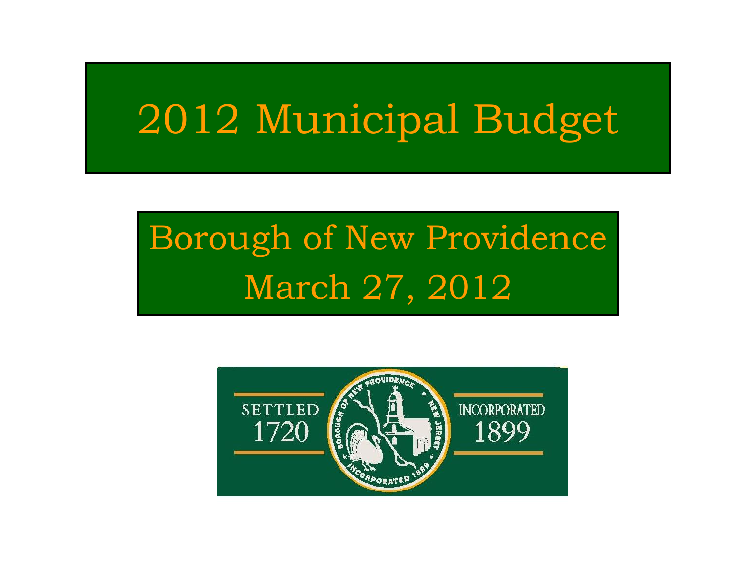# 2012 Municipal Budget

## Borough of New Providence
## March 27, 2012

SETTLED 1720

BOROUGH OF NEW PROVIDENCE • NEW JERSEY • INCORPORATED 1899

INCORPORATED 1899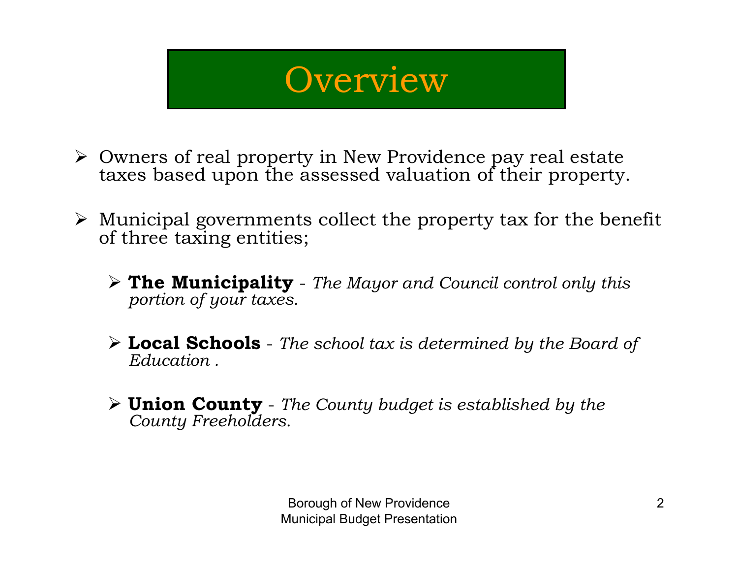# Overview

- Owners of real property in New Providence pay real estate taxes based upon the assessed valuation of their property.

- Municipal governments collect the property tax for the benefit of three taxing entities;

  - **The Municipality** - *The Mayor and Council control only this portion of your taxes.*

  - **Local Schools** - *The school tax is determined by the Board of Education .*

  - **Union County** - *The County budget is established by the County Freeholders.*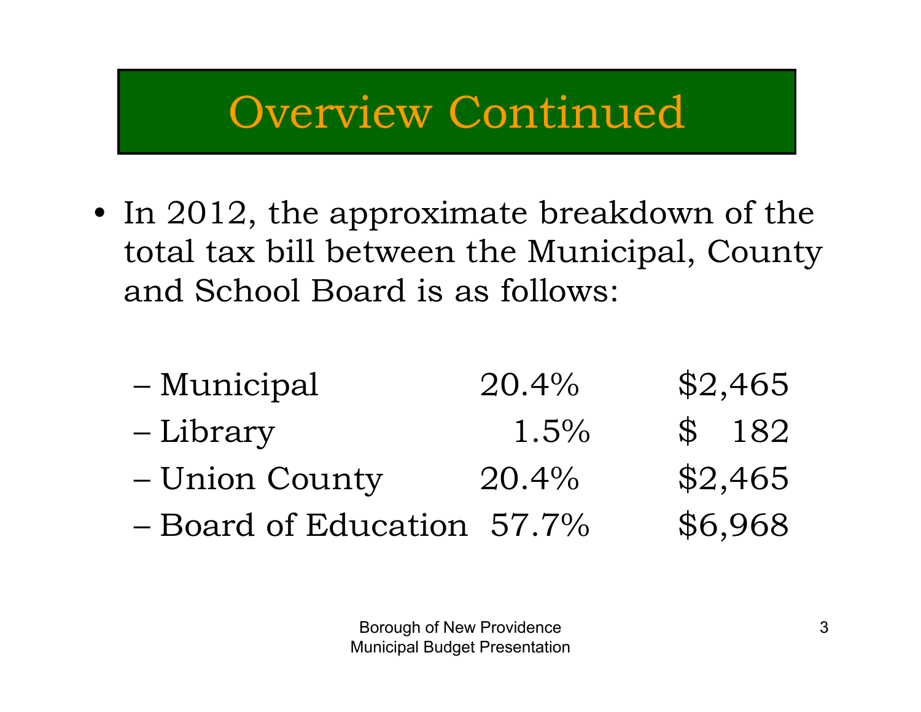# Overview Continued

- In 2012, the approximate breakdown of the total tax bill between the Municipal, County and School Board is as follows:

  - Municipal 20.4% $2,465
  - Library 1.5% $ 182
  - Union County 20.4% $2,465
  - Board of Education 57.7% $6,968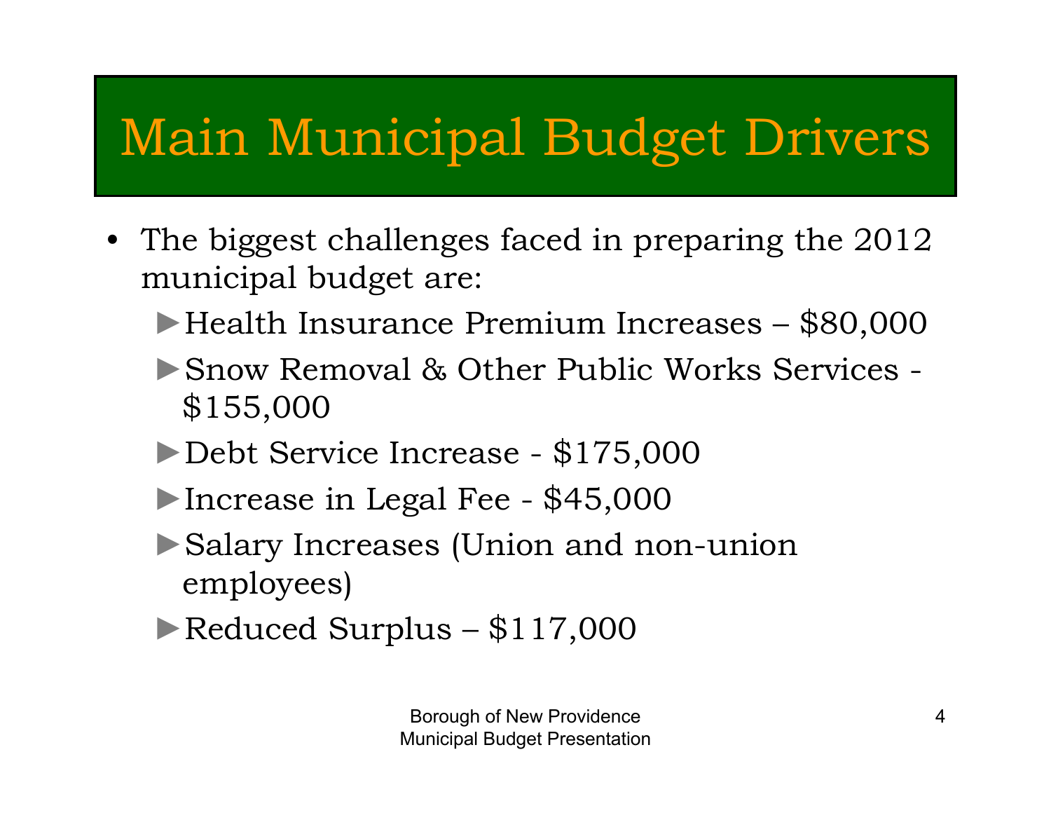# Main Municipal Budget Drivers

- The biggest challenges faced in preparing the 2012 municipal budget are:
  - Health Insurance Premium Increases – $80,000
  - Snow Removal & Other Public Works Services - $155,000
  - Debt Service Increase - $175,000
  - Increase in Legal Fee - $45,000
  - Salary Increases (Union and non-union employees)
  - Reduced Surplus – $117,000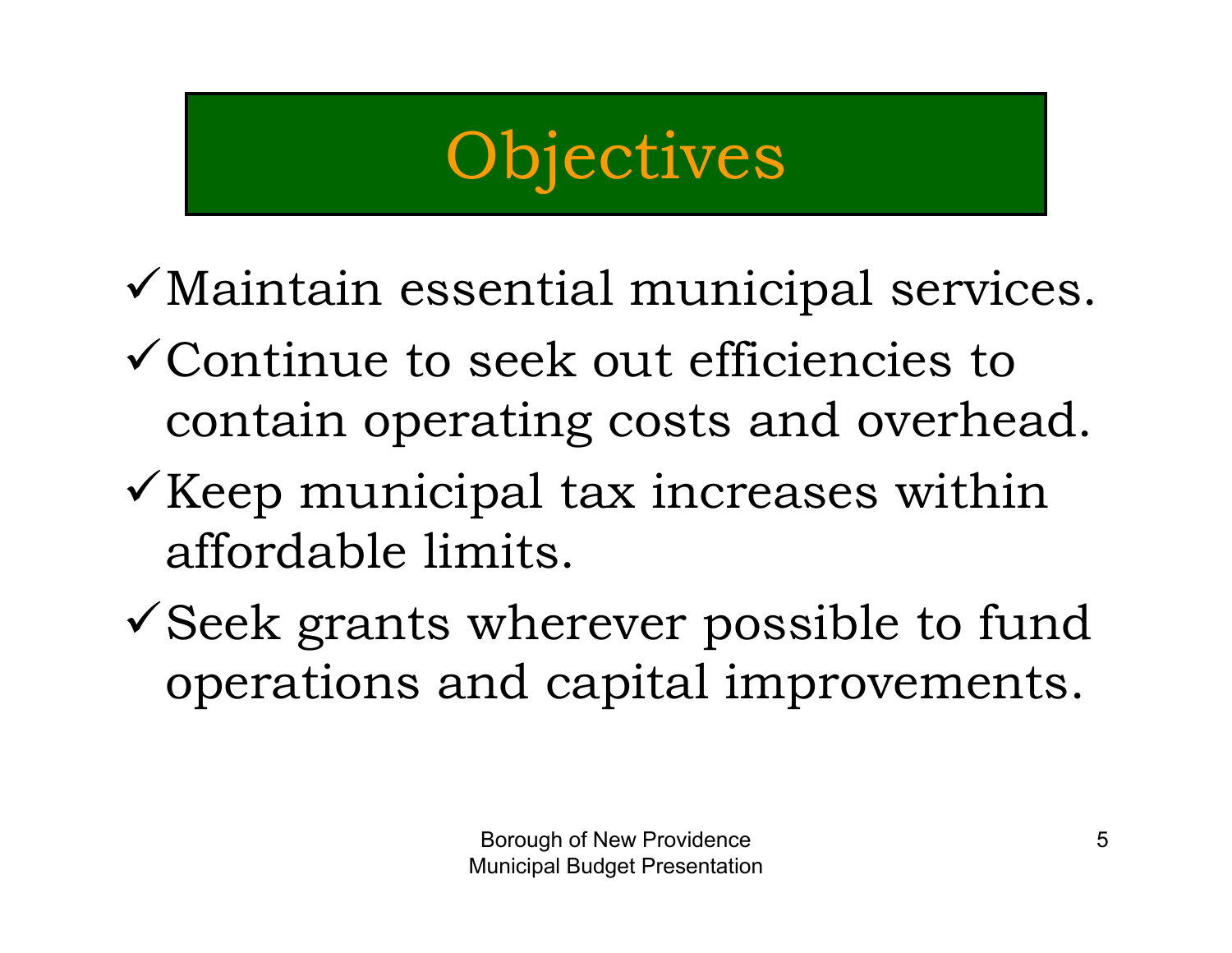# Objectives

- ✓ Maintain essential municipal services.
- ✓ Continue to seek out efficiencies to contain operating costs and overhead.
- ✓ Keep municipal tax increases within affordable limits.
- ✓ Seek grants wherever possible to fund operations and capital improvements.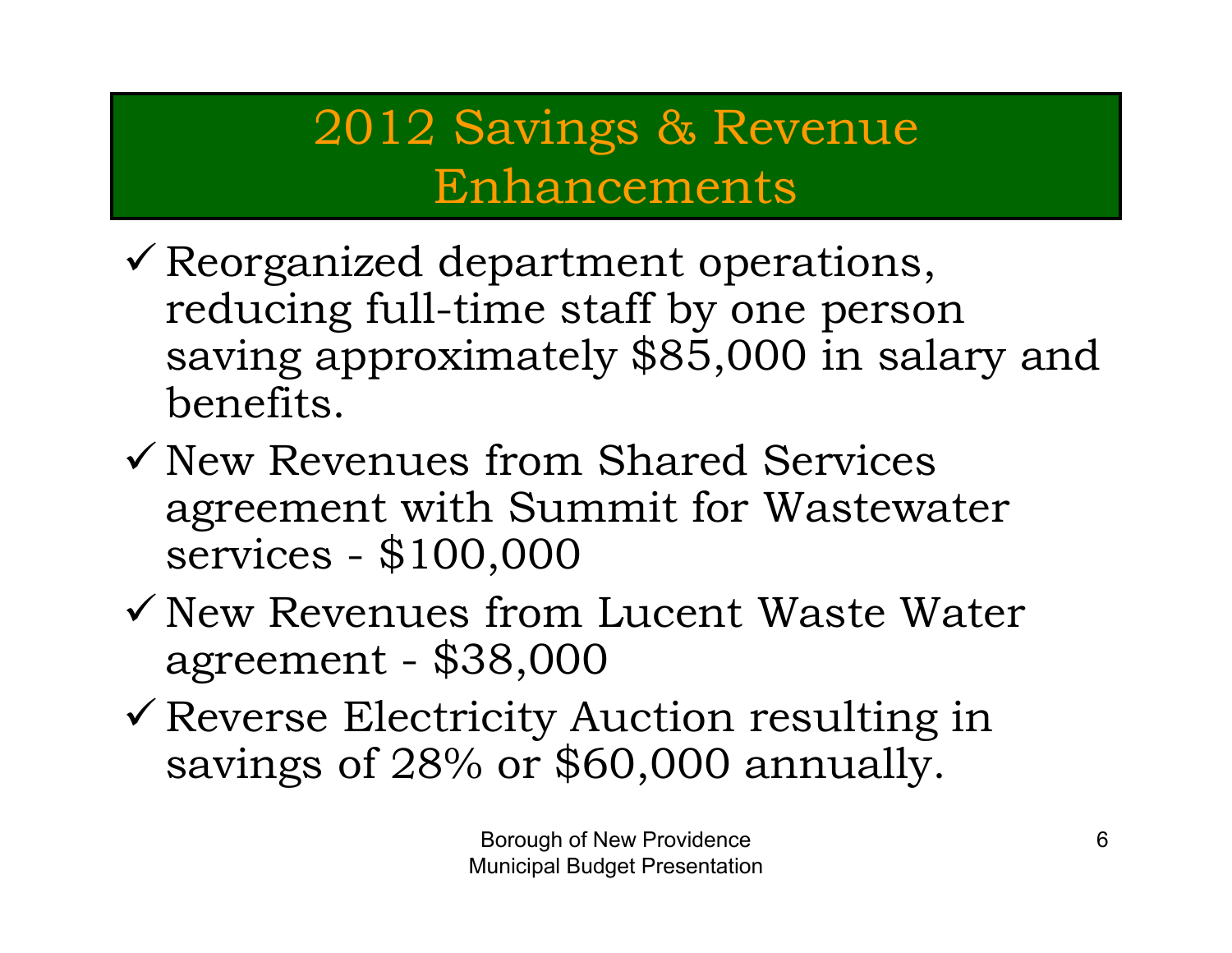# 2012 Savings & Revenue Enhancements

- ✓ Reorganized department operations, reducing full-time staff by one person saving approximately $85,000 in salary and benefits.
- ✓ New Revenues from Shared Services agreement with Summit for Wastewater services - $100,000
- ✓ New Revenues from Lucent Waste Water agreement - $38,000
- ✓ Reverse Electricity Auction resulting in savings of 28% or $60,000 annually.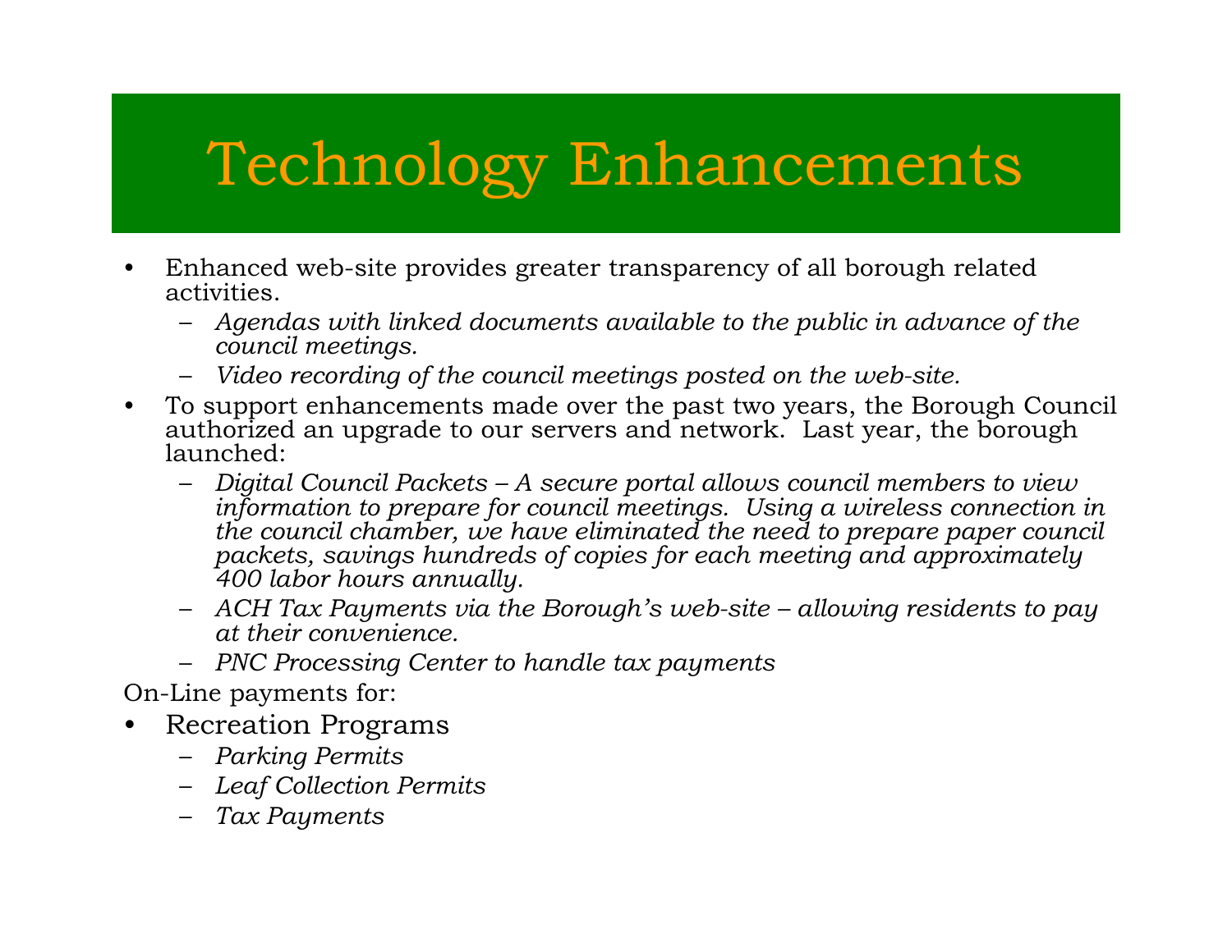# Technology Enhancements

- Enhanced web-site provides greater transparency of all borough related activities.
  - *Agendas with linked documents available to the public in advance of the council meetings.*
  - *Video recording of the council meetings posted on the web-site.*
- To support enhancements made over the past two years, the Borough Council authorized an upgrade to our servers and network. Last year, the borough launched:
  - *Digital Council Packets – A secure portal allows council members to view information to prepare for council meetings. Using a wireless connection in the council chamber, we have eliminated the need to prepare paper council packets, savings hundreds of copies for each meeting and approximately 400 labor hours annually.*
  - *ACH Tax Payments via the Borough's web-site – allowing residents to pay at their convenience.*
  - *PNC Processing Center to handle tax payments*

On-Line payments for:

- Recreation Programs
  - *Parking Permits*
  - *Leaf Collection Permits*
  - *Tax Payments*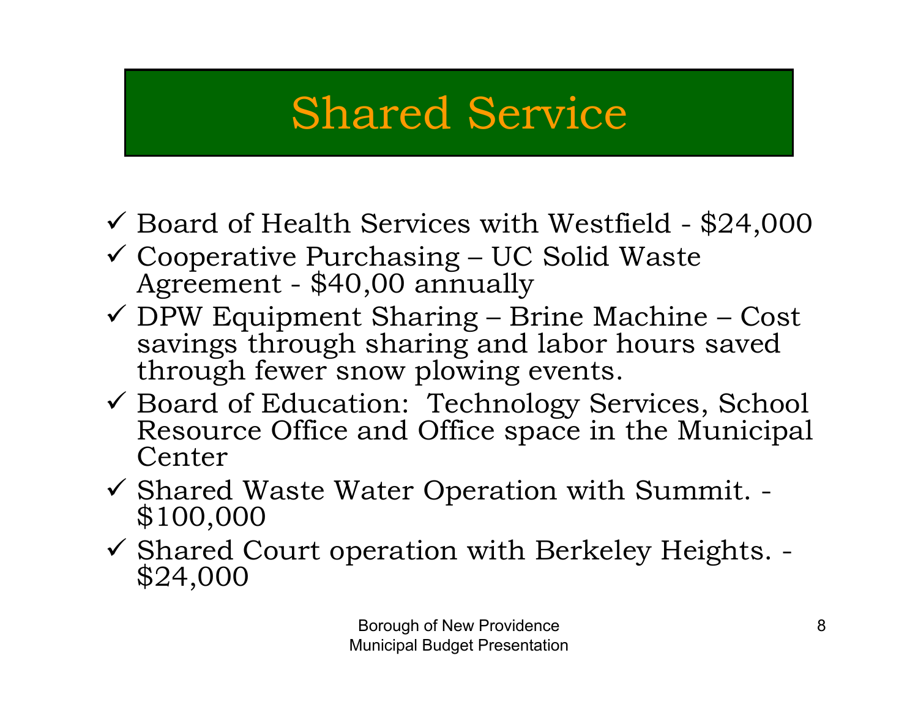# Shared Service

- ✓ Board of Health Services with Westfield - $24,000
- ✓ Cooperative Purchasing – UC Solid Waste Agreement - $40,00 annually
- ✓ DPW Equipment Sharing – Brine Machine – Cost savings through sharing and labor hours saved through fewer snow plowing events.
- ✓ Board of Education: Technology Services, School Resource Office and Office space in the Municipal Center
- ✓ Shared Waste Water Operation with Summit. - $100,000
- ✓ Shared Court operation with Berkeley Heights. - $24,000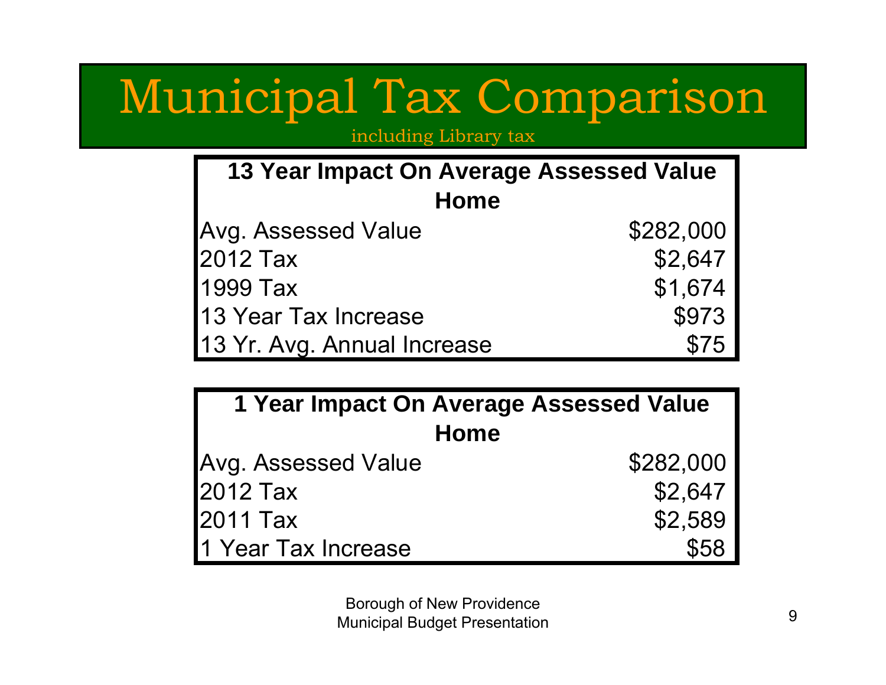# Municipal Tax Comparison

including Library tax

| 13 Year Impact On Average Assessed Value Home | |
|---|---|
| Avg. Assessed Value | $282,000 |
| 2012 Tax | $2,647 |
| 1999 Tax | $1,674 |
| 13 Year Tax Increase | $973 |
| 13 Yr. Avg. Annual Increase | $75 |

| 1 Year Impact On Average Assessed Value Home | |
|---|---|
| Avg. Assessed Value | $282,000 |
| 2012 Tax | $2,647 |
| 2011 Tax | $2,589 |
| 1 Year Tax Increase | $58 |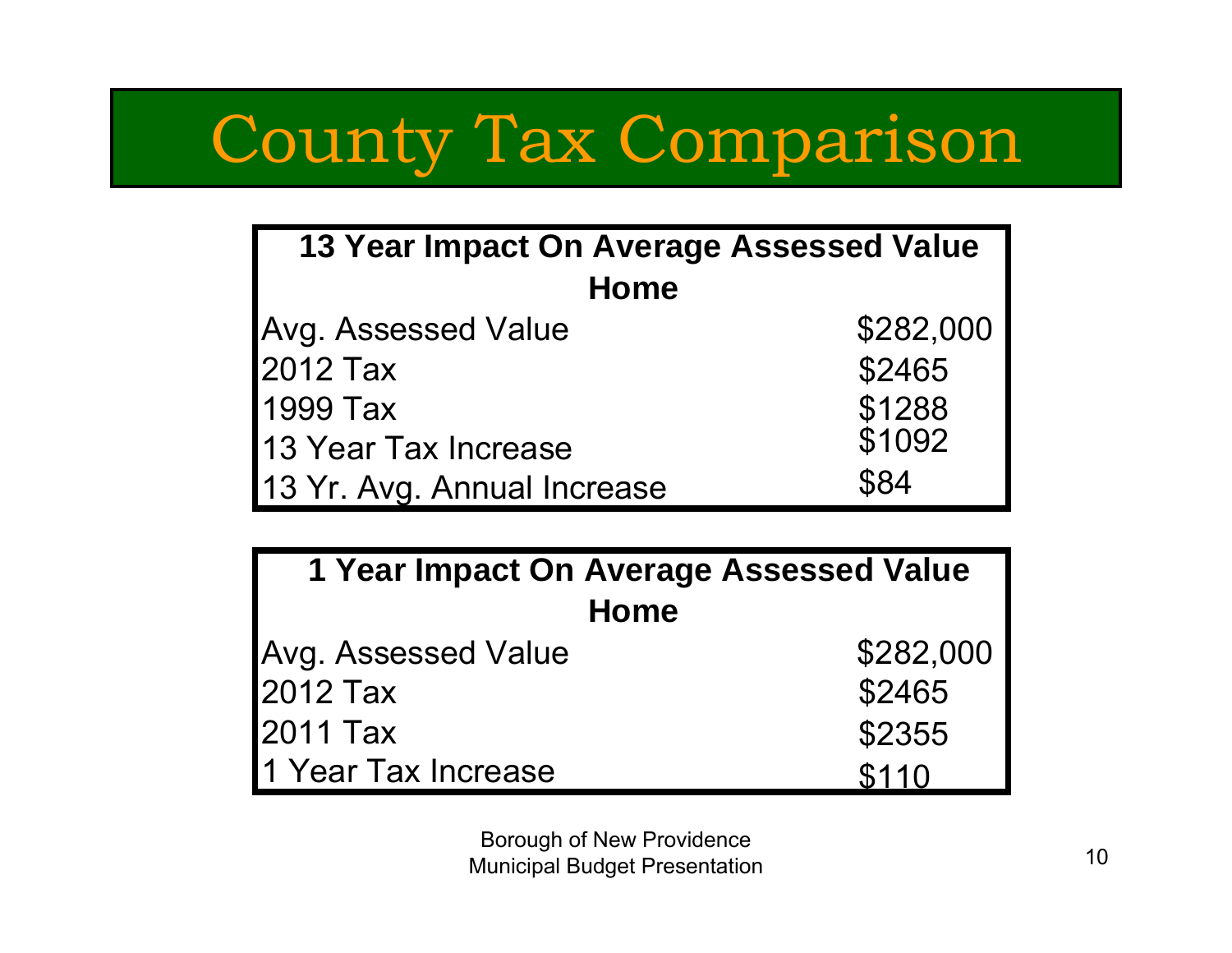# County Tax Comparison

| 13 Year Impact On Average Assessed Value Home | |
|---|---|
| Avg. Assessed Value | $282,000 |
| 2012 Tax | $2465 |
| 1999 Tax | $1288 |
| 13 Year Tax Increase | $1092 |
| 13 Yr. Avg. Annual Increase | $84 |

| 1 Year Impact On Average Assessed Value Home | |
|---|---|
| Avg. Assessed Value | $282,000 |
| 2012 Tax | $2465 |
| 2011 Tax | $2355 |
| 1 Year Tax Increase | $110 |

Borough of New Providence
Municipal Budget Presentation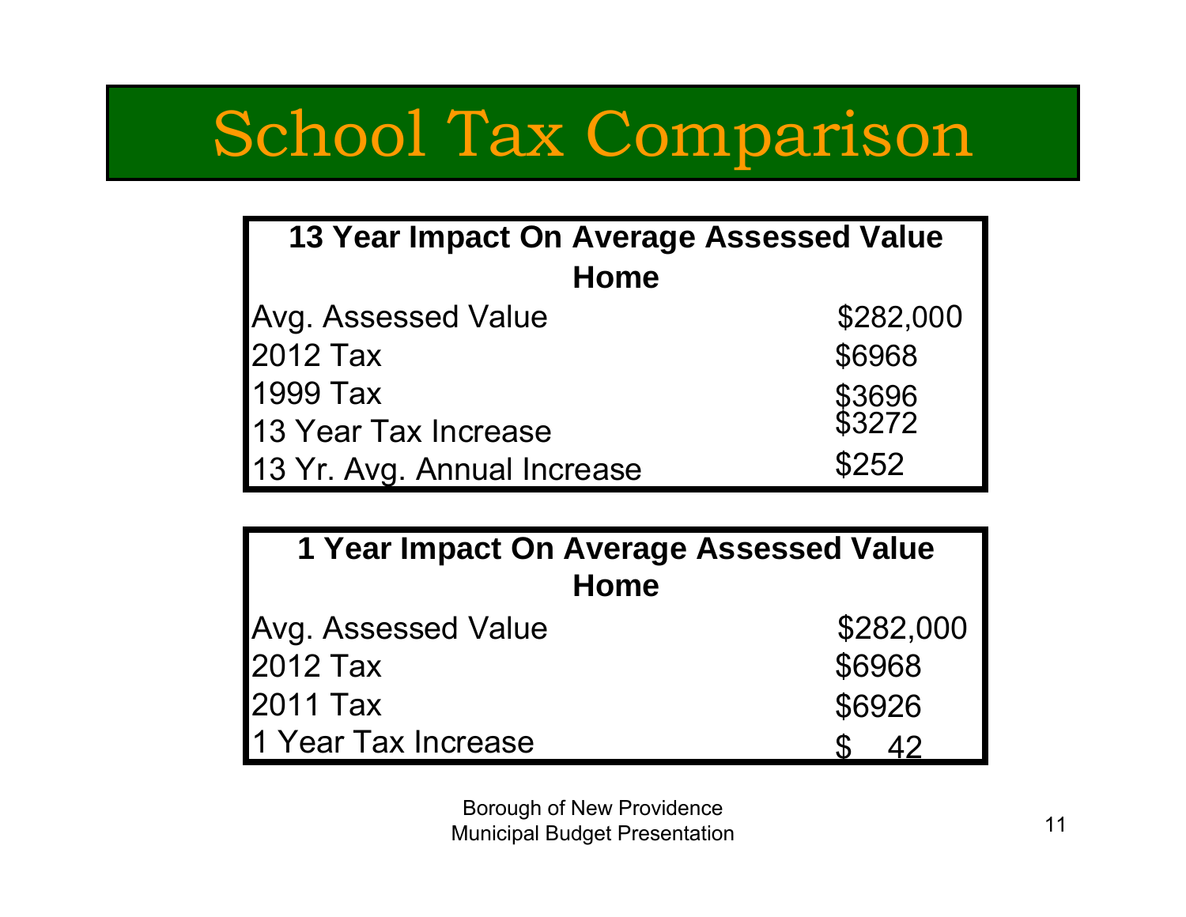# School Tax Comparison

| 13 Year Impact On Average Assessed Value Home | |
|---|---|
| Avg. Assessed Value | $282,000 |
| 2012 Tax | $6968 |
| 1999 Tax | $3696 |
| 13 Year Tax Increase | $3272 |
| 13 Yr. Avg. Annual Increase | $252 |

| 1 Year Impact On Average Assessed Value Home | |
|---|---|
| Avg. Assessed Value | $282,000 |
| 2012 Tax | $6968 |
| 2011 Tax | $6926 |
| 1 Year Tax Increase | $ 42 |

Borough of New Providence
Municipal Budget Presentation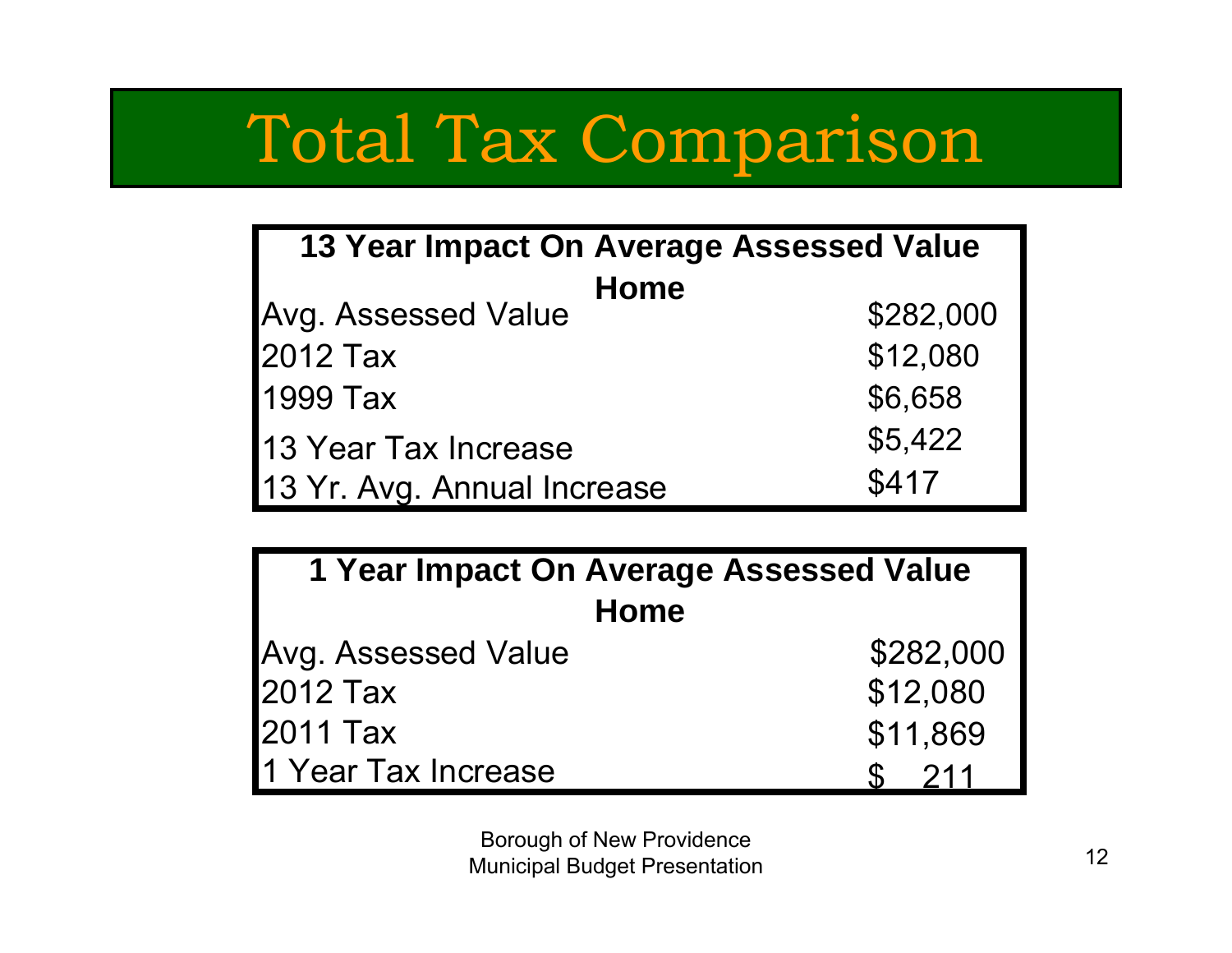# Total Tax Comparison

| 13 Year Impact On Average Assessed Value Home | |
|---|---|
| Avg. Assessed Value | $282,000 |
| 2012 Tax | $12,080 |
| 1999 Tax | $6,658 |
| 13 Year Tax Increase | $5,422 |
| 13 Yr. Avg. Annual Increase | $417 |

| 1 Year Impact On Average Assessed Value Home | |
|---|---|
| Avg. Assessed Value | $282,000 |
| 2012 Tax | $12,080 |
| 2011 Tax | $11,869 |
| 1 Year Tax Increase | $ 211 |

Borough of New Providence
Municipal Budget Presentation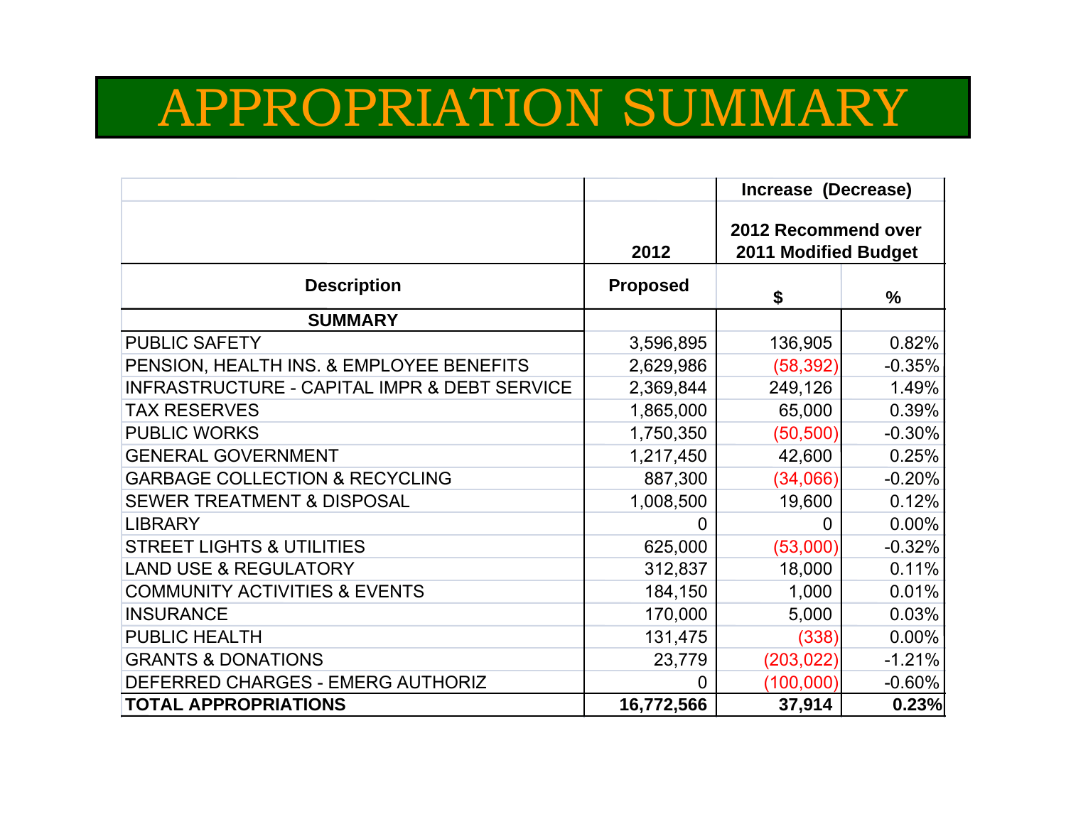# APPROPRIATION SUMMARY

| | 2012 | Increase (Decrease) 2012 Recommend over 2011 Modified Budget | |
|---|---|---|---|
| **Description** | **Proposed** | **$** | **%** |
| **SUMMARY** | | | |
| PUBLIC SAFETY | 3,596,895 | 136,905 | 0.82% |
| PENSION, HEALTH INS. & EMPLOYEE BENEFITS | 2,629,986 | (58,392) | -0.35% |
| INFRASTRUCTURE - CAPITAL IMPR & DEBT SERVICE | 2,369,844 | 249,126 | 1.49% |
| TAX RESERVES | 1,865,000 | 65,000 | 0.39% |
| PUBLIC WORKS | 1,750,350 | (50,500) | -0.30% |
| GENERAL GOVERNMENT | 1,217,450 | 42,600 | 0.25% |
| GARBAGE COLLECTION & RECYCLING | 887,300 | (34,066) | -0.20% |
| SEWER TREATMENT & DISPOSAL | 1,008,500 | 19,600 | 0.12% |
| LIBRARY | 0 | 0 | 0.00% |
| STREET LIGHTS & UTILITIES | 625,000 | (53,000) | -0.32% |
| LAND USE & REGULATORY | 312,837 | 18,000 | 0.11% |
| COMMUNITY ACTIVITIES & EVENTS | 184,150 | 1,000 | 0.01% |
| INSURANCE | 170,000 | 5,000 | 0.03% |
| PUBLIC HEALTH | 131,475 | (338) | 0.00% |
| GRANTS & DONATIONS | 23,779 | (203,022) | -1.21% |
| DEFERRED CHARGES - EMERG AUTHORIZ | 0 | (100,000) | -0.60% |
| **TOTAL APPROPRIATIONS** | **16,772,566** | **37,914** | **0.23%** |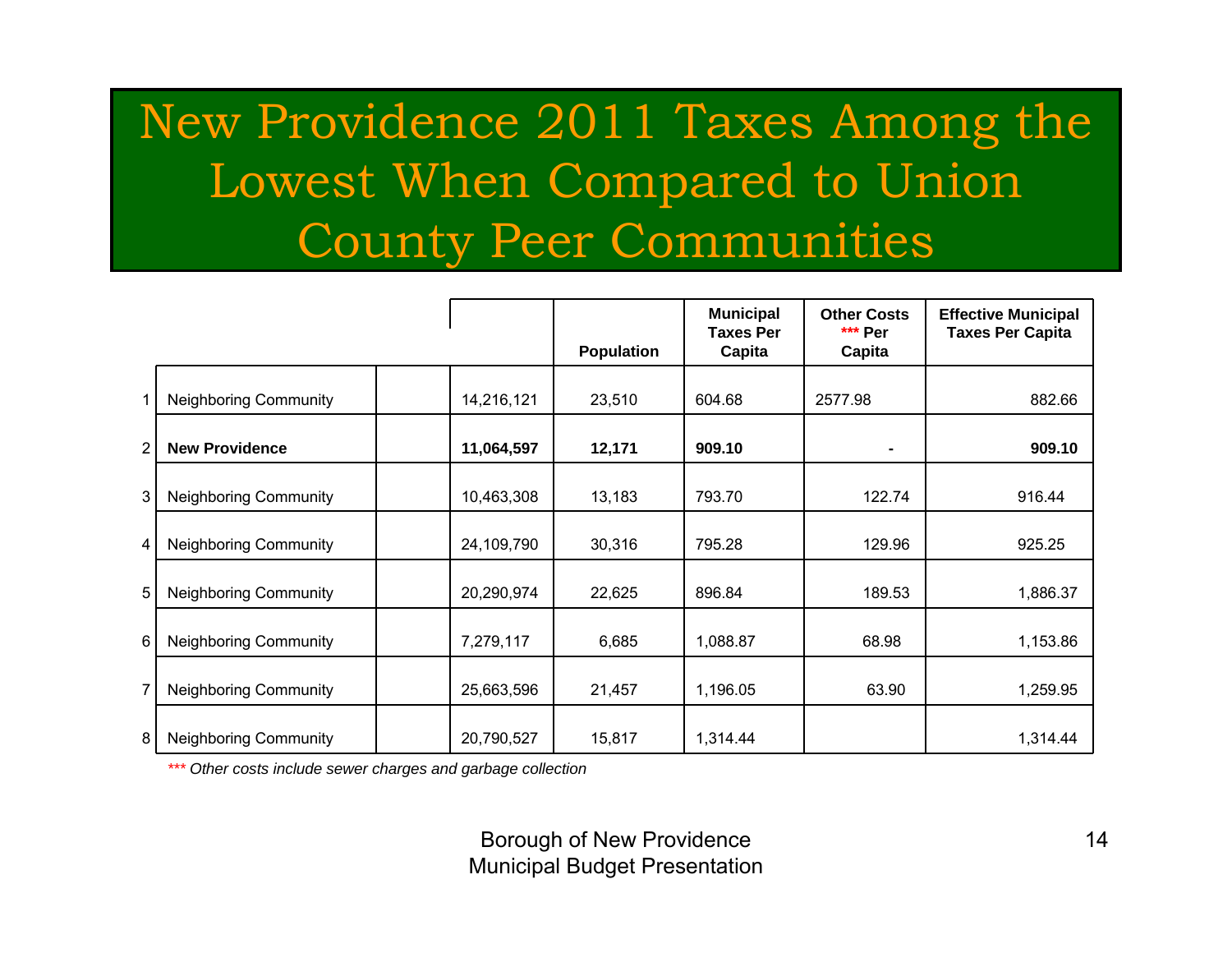# New Providence 2011 Taxes Among the Lowest When Compared to Union County Peer Communities

| | | | | Population | Municipal Taxes Per Capita | Other Costs *** Per Capita | Effective Municipal Taxes Per Capita |
|---|---|---|---|---|---|---|---|
| 1 | Neighboring Community | | 14,216,121 | 23,510 | 604.68 | 2577.98 | 882.66 |
| 2 | **New Providence** | | **11,064,597** | **12,171** | **909.10** | **-** | **909.10** |
| 3 | Neighboring Community | | 10,463,308 | 13,183 | 793.70 | 122.74 | 916.44 |
| 4 | Neighboring Community | | 24,109,790 | 30,316 | 795.28 | 129.96 | 925.25 |
| 5 | Neighboring Community | | 20,290,974 | 22,625 | 896.84 | 189.53 | 1,886.37 |
| 6 | Neighboring Community | | 7,279,117 | 6,685 | 1,088.87 | 68.98 | 1,153.86 |
| 7 | Neighboring Community | | 25,663,596 | 21,457 | 1,196.05 | 63.90 | 1,259.95 |
| 8 | Neighboring Community | | 20,790,527 | 15,817 | 1,314.44 | | 1,314.44 |

*\*\*\* Other costs include sewer charges and garbage collection*

Borough of New Providence
Municipal Budget Presentation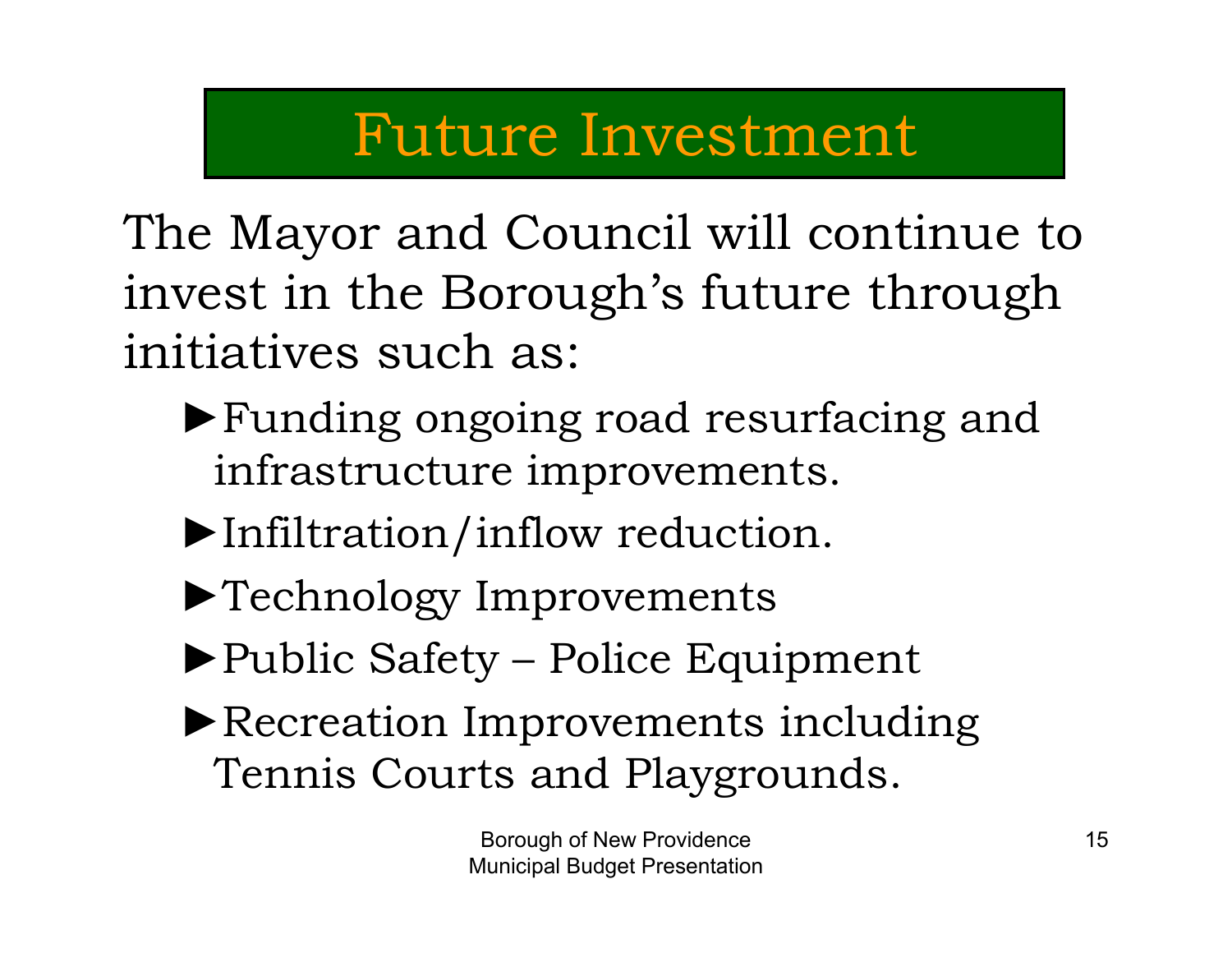# Future Investment

The Mayor and Council will continue to invest in the Borough's future through initiatives such as:

- Funding ongoing road resurfacing and infrastructure improvements.
- Infiltration/inflow reduction.
- Technology Improvements
- Public Safety – Police Equipment
- Recreation Improvements including Tennis Courts and Playgrounds.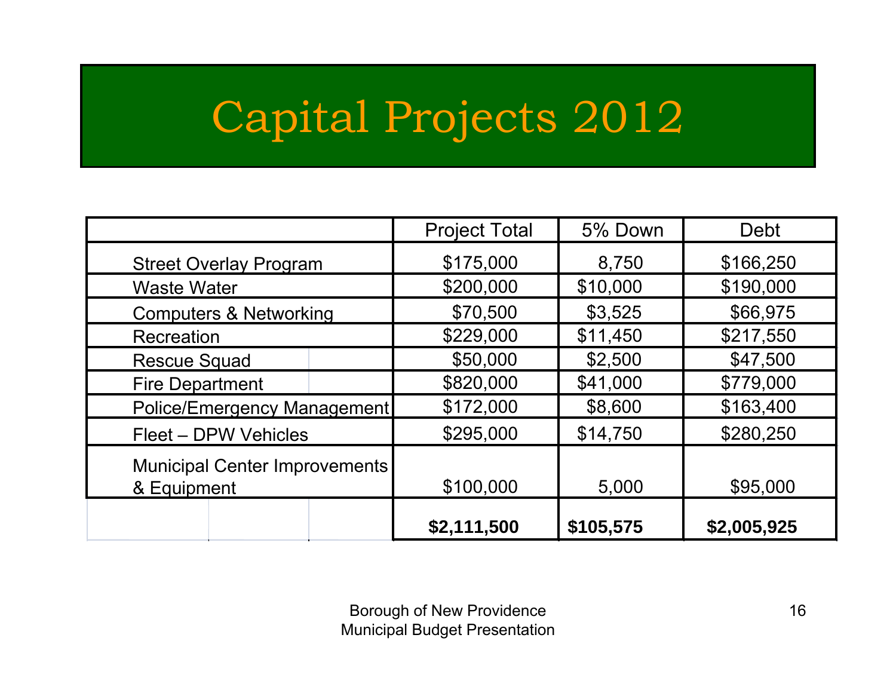# Capital Projects 2012

| | Project Total | 5% Down | Debt |
|---|---|---|---|
| Street Overlay Program | $175,000 | 8,750 | $166,250 |
| Waste Water | $200,000 | $10,000 | $190,000 |
| Computers & Networking | $70,500 | $3,525 | $66,975 |
| Recreation | $229,000 | $11,450 | $217,550 |
| Rescue Squad | $50,000 | $2,500 | $47,500 |
| Fire Department | $820,000 | $41,000 | $779,000 |
| Police/Emergency Management | $172,000 | $8,600 | $163,400 |
| Fleet – DPW Vehicles | $295,000 | $14,750 | $280,250 |
| Municipal Center Improvements & Equipment | $100,000 | 5,000 | $95,000 |
| | **$2,111,500** | **$105,575** | **$2,005,925** |

Borough of New Providence
Municipal Budget Presentation